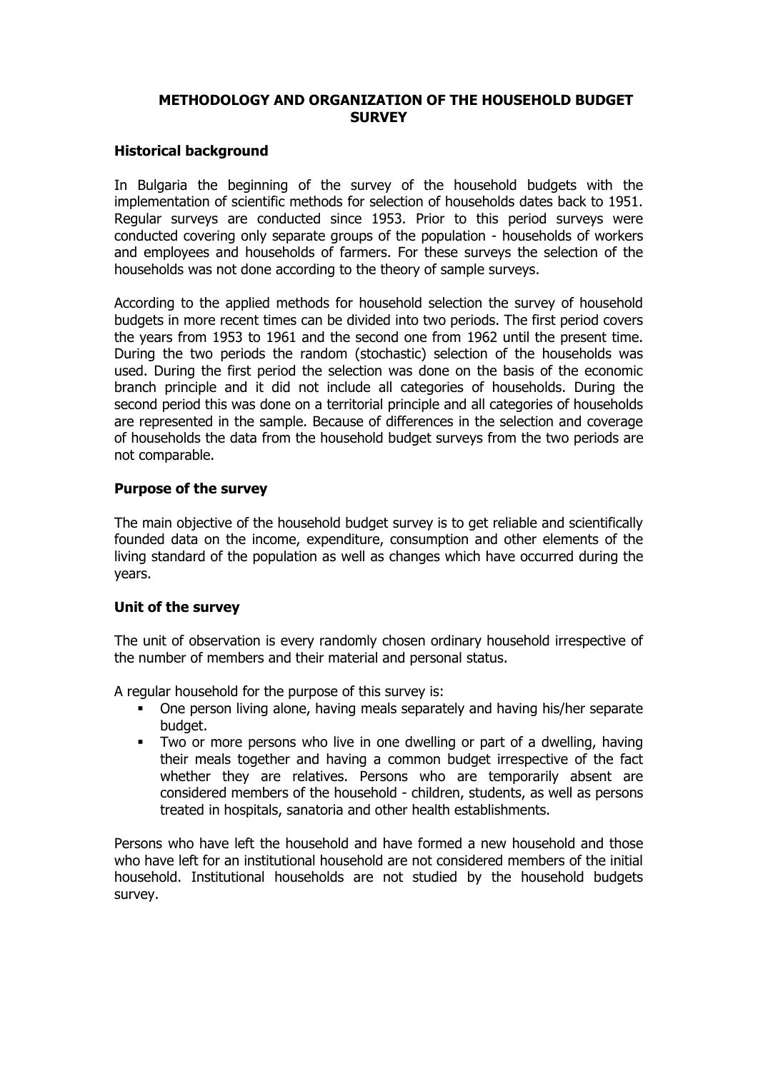# METHODOLOGY AND ORGANIZATION OF THE HOUSEHOLD BUDGET SURVEY

## Historical background

In Bulgaria the beginning of the survey of the household budgets with the implementation of scientific methods for selection of households dates back to 1951. Regular surveys are conducted since 1953. Prior to this period surveys were conducted covering only separate groups of the population - households of workers and employees and households of farmers. For these surveys the selection of the households was not done according to the theory of sample surveys.

According to the applied methods for household selection the survey of household budgets in more recent times can be divided into two periods. The first period covers the years from 1953 to 1961 and the second one from 1962 until the present time. During the two periods the random (stochastic) selection of the households was used. During the first period the selection was done on the basis of the economic branch principle and it did not include all categories of households. During the second period this was done on a territorial principle and all categories of households are represented in the sample. Because of differences in the selection and coverage of households the data from the household budget surveys from the two periods are not comparable.

## Purpose of the survey

The main objective of the household budget survey is to get reliable and scientifically founded data on the income, expenditure, consumption and other elements of the living standard of the population as well as changes which have occurred during the years.

## Unit of the survey

The unit of observation is every randomly chosen ordinary household irrespective of the number of members and their material and personal status.

A regular household for the purpose of this survey is:

- One person living alone, having meals separately and having his/her separate budget.
- Two or more persons who live in one dwelling or part of a dwelling, having their meals together and having a common budget irrespective of the fact whether they are relatives. Persons who are temporarily absent are considered members of the household - children, students, as well as persons treated in hospitals, sanatoria and other health establishments.

Persons who have left the household and have formed a new household and those who have left for an institutional household are not considered members of the initial household. Institutional households are not studied by the household budgets survey.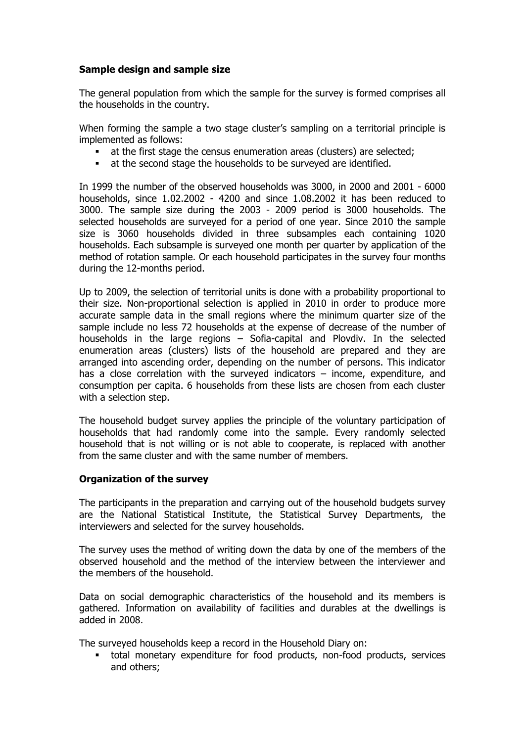**Sample design and sample size**

The general population from which the sample for the survey is formed comprises all the households in the country.

When forming the sample a two stage cluster's sampling on a territorial principle is implemented as follows:

- at the first stage the census enumeration areas (clusters) are selected;
- at the second stage the households to be surveyed are identified.

In 1999 the number of the observed households was 3000, in 2000 and 2001 - 6000 households, since 1.02.2002 - 4200 and since 1.08.2002 it has been reduced to 3000. The sample size during the 2003 - 2009 period is 3000 households. The selected households are surveyed for a period of one year. Since 2010 the sample size is 3060 households divided in three subsamples each containing 1020 households. Each subsample is surveyed one month per quarter by application of the method of rotation sample. Or each household participates in the survey four months during the 12-months period.

Up to 2009, the selection of territorial units is done with a probability proportional to their size. Non-proportional selection is applied in 2010 in order to produce more accurate sample data in the small regions where the minimum quarter size of the sample include no less 72 households at the expense of decrease of the number of households in the large regions – Sofia-capital and Plovdiv. In the selected enumeration areas (clusters) lists of the household are prepared and they are arranged into ascending order, depending on the number of persons. This indicator has a close correlation with the surveyed indicators – income, expenditure, and consumption per capita. 6 households from these lists are chosen from each cluster with a selection step.

The household budget survey applies the principle of the voluntary participation of households that had randomly come into the sample. Every randomly selected household that is not willing or is not able to cooperate, is replaced with another from the same cluster and with the same number of members.

**Organization of the survey**

The participants in the preparation and carrying out of the household budgets survey are the National Statistical Institute, the Statistical Survey Departments, the interviewers and selected for the survey households.

The survey uses the method of writing down the data by one of the members of the observed household and the method of the interview between the interviewer and the members of the household.

Data on social demographic characteristics of the household and its members is gathered. Information on availability of facilities and durables at the dwellings is added in 2008.

The surveyed households keep a record in the Household Diary on:

- total monetary expenditure for food products, non-food products, services and others;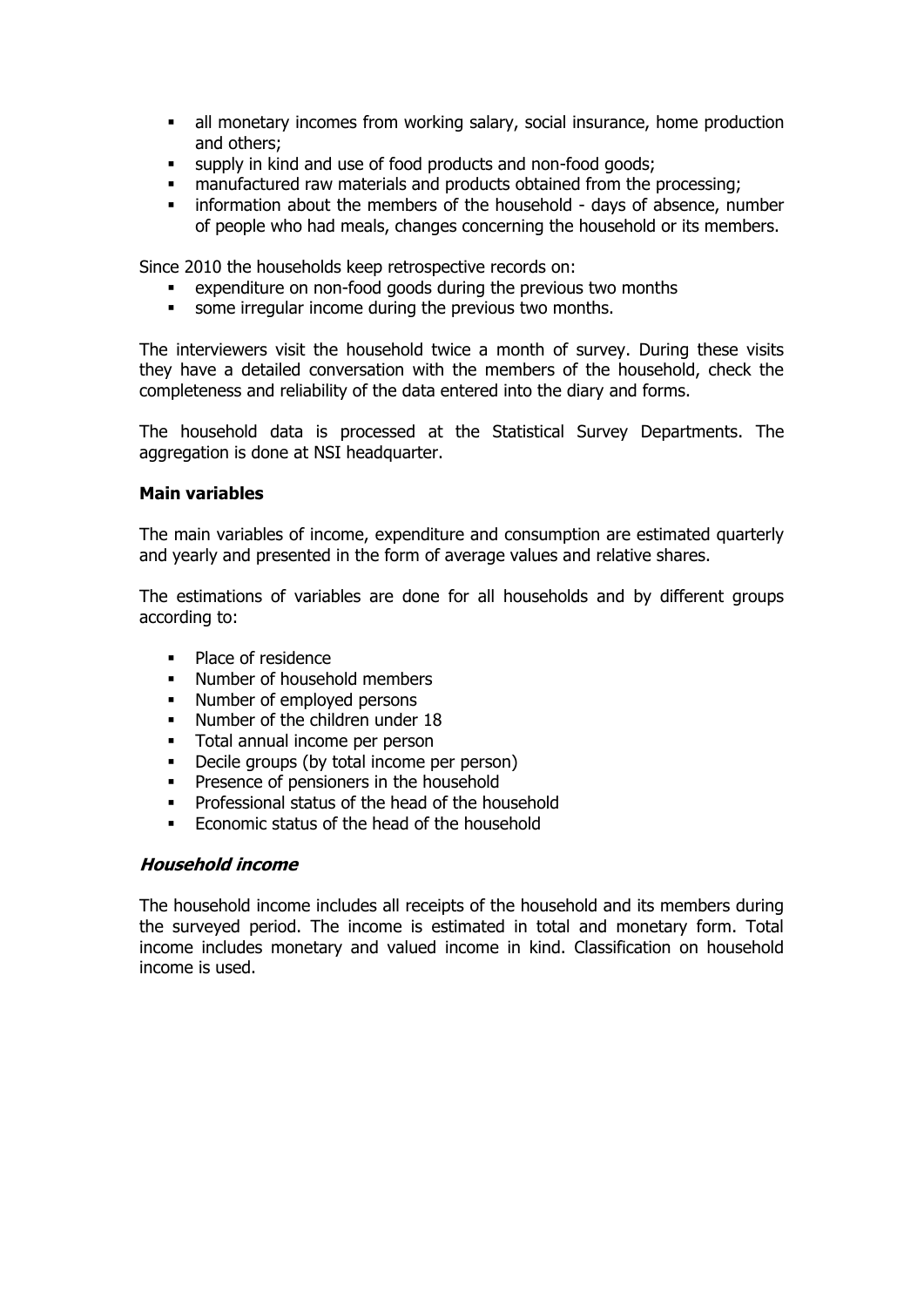- all monetary incomes from working salary, social insurance, home production and others;
- supply in kind and use of food products and non-food goods;
- manufactured raw materials and products obtained from the processing;
- information about the members of the household - days of absence, number of people who had meals, changes concerning the household or its members.

Since 2010 the households keep retrospective records on:

- expenditure on non-food goods during the previous two months
- some irregular income during the previous two months.

The interviewers visit the household twice a month of survey. During these visits they have a detailed conversation with the members of the household, check the completeness and reliability of the data entered into the diary and forms.

The household data is processed at the Statistical Survey Departments. The aggregation is done at NSI headquarter.

**Main variables**

The main variables of income, expenditure and consumption are estimated quarterly and yearly and presented in the form of average values and relative shares.

The estimations of variables are done for all households and by different groups according to:

- Place of residence
- Number of household members
- Number of employed persons
- Number of the children under 18
- Total annual income per person
- Decile groups (by total income per person)
- Presence of pensioners in the household
- Professional status of the head of the household
- Economic status of the head of the household

***Household income***

The household income includes all receipts of the household and its members during the surveyed period. The income is estimated in total and monetary form. Total income includes monetary and valued income in kind. Classification on household income is used.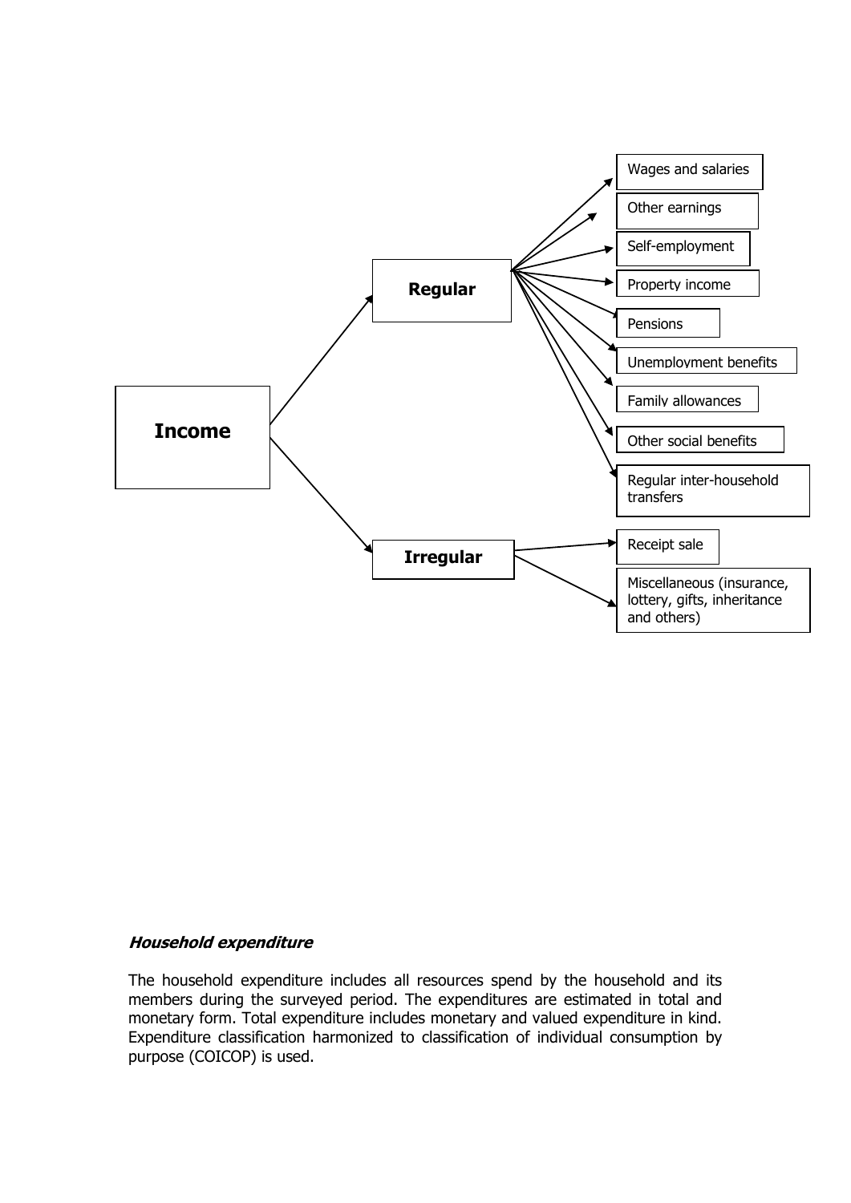- **Income**
  - **Regular**
    - Wages and salaries
    - Other earnings
    - Self-employment
    - Property income
    - Pensions
    - Unemployment benefits
    - Family allowances
    - Other social benefits
    - Regular inter-household transfers
  - **Irregular**
    - Receipt sale
    - Miscellaneous (insurance, lottery, gifts, inheritance and others)

***Household expenditure***

The household expenditure includes all resources spend by the household and its members during the surveyed period. The expenditures are estimated in total and monetary form. Total expenditure includes monetary and valued expenditure in kind. Expenditure classification harmonized to classification of individual consumption by purpose (COICOP) is used.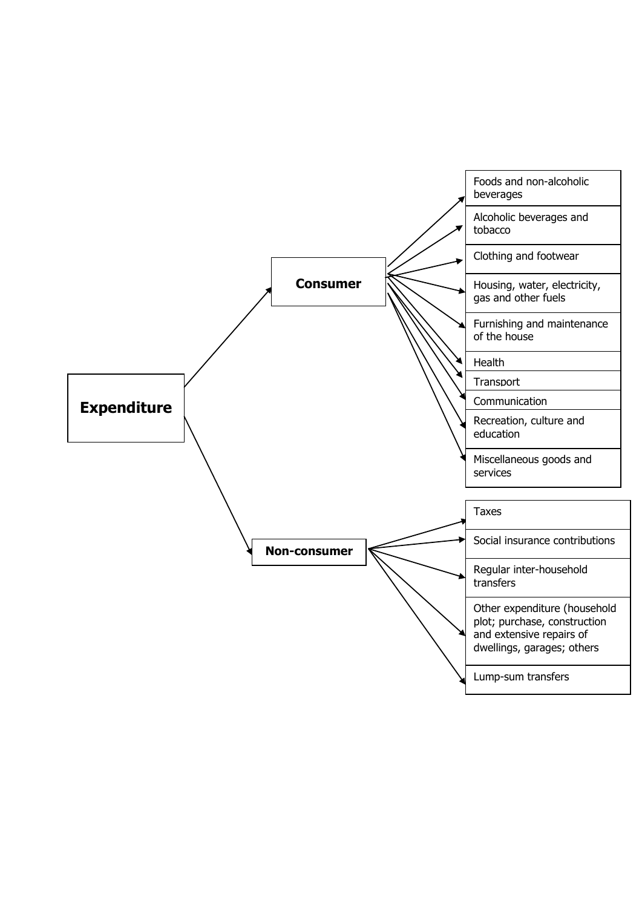- **Expenditure**
  - **Consumer**
    - Foods and non-alcoholic beverages
    - Alcoholic beverages and tobacco
    - Clothing and footwear
    - Housing, water, electricity, gas and other fuels
    - Furnishing and maintenance of the house
    - Health
    - Transport
    - Communication
    - Recreation, culture and education
    - Miscellaneous goods and services
  - **Non-consumer**
    - Taxes
    - Social insurance contributions
    - Regular inter-household transfers
    - Other expenditure (household plot; purchase, construction and extensive repairs of dwellings, garages; others
    - Lump-sum transfers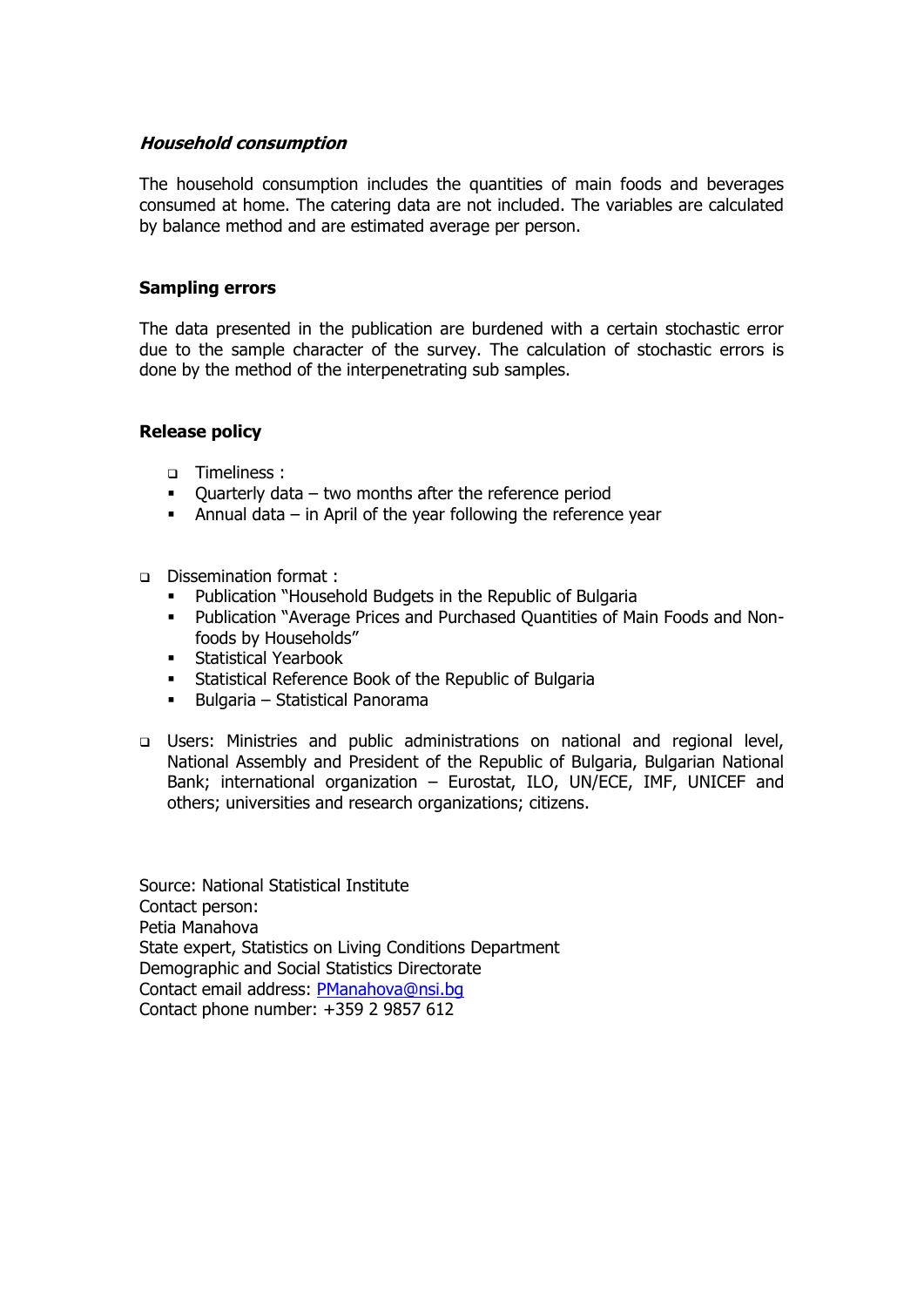***Household consumption***

The household consumption includes the quantities of main foods and beverages consumed at home. The catering data are not included. The variables are calculated by balance method and are estimated average per person.

**Sampling errors**

The data presented in the publication are burdened with a certain stochastic error due to the sample character of the survey. The calculation of stochastic errors is done by the method of the interpenetrating sub samples.

**Release policy**

- Timeliness :
  - Quarterly data – two months after the reference period
  - Annual data – in April of the year following the reference year

- Dissemination format :
  - Publication "Household Budgets in the Republic of Bulgaria
  - Publication "Average Prices and Purchased Quantities of Main Foods and Non-foods by Households"
  - Statistical Yearbook
  - Statistical Reference Book of the Republic of Bulgaria
  - Bulgaria – Statistical Panorama

- Users: Ministries and public administrations on national and regional level, National Assembly and President of the Republic of Bulgaria, Bulgarian National Bank; international organization – Eurostat, ILO, UN/ECE, IMF, UNICEF and others; universities and research organizations; citizens.

Source: National Statistical Institute
Contact person:
Petia Manahova
State expert, Statistics on Living Conditions Department
Demographic and Social Statistics Directorate
Contact email address: PManahova@nsi.bg
Contact phone number: +359 2 9857 612